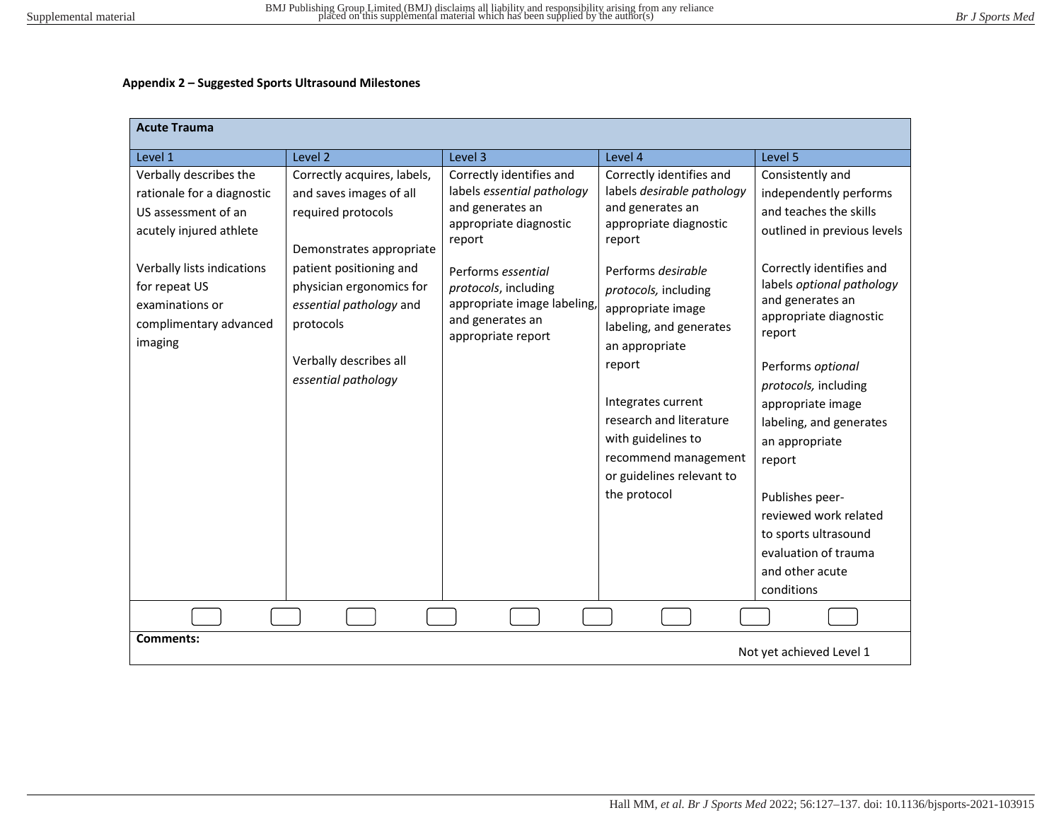**Appendix 2 – Suggested Sports Ultrasound Milestones**

| Acute Trauma | | | | |
|---|---|---|---|---|
| Level 1 | Level 2 | Level 3 | Level 4 | Level 5 |
| Verbally describes the rationale for a diagnostic US assessment of an acutely injured athlete<br><br>Verbally lists indications for repeat US examinations or complimentary advanced imaging | Correctly acquires, labels, and saves images of all required protocols<br><br>Demonstrates appropriate patient positioning and physician ergonomics for *essential pathology* and protocols<br><br>Verbally describes all *essential pathology* | Correctly identifies and labels *essential pathology* and generates an appropriate diagnostic report<br><br>Performs *essential protocols*, including appropriate image labeling, and generates an appropriate report | Correctly identifies and labels *desirable pathology* and generates an appropriate diagnostic report<br><br>Performs *desirable protocols,* including appropriate image labeling, and generates an appropriate report<br><br>Integrates current research and literature with guidelines to recommend management or guidelines relevant to the protocol | Consistently and independently performs and teaches the skills outlined in previous levels<br><br>Correctly identifies and labels *optional pathology* and generates an appropriate diagnostic report<br><br>Performs *optional protocols,* including appropriate image labeling, and generates an appropriate report<br><br>Publishes peer-reviewed work related to sports ultrasound evaluation of trauma and other acute conditions |

**Comments:**

Not yet achieved Level 1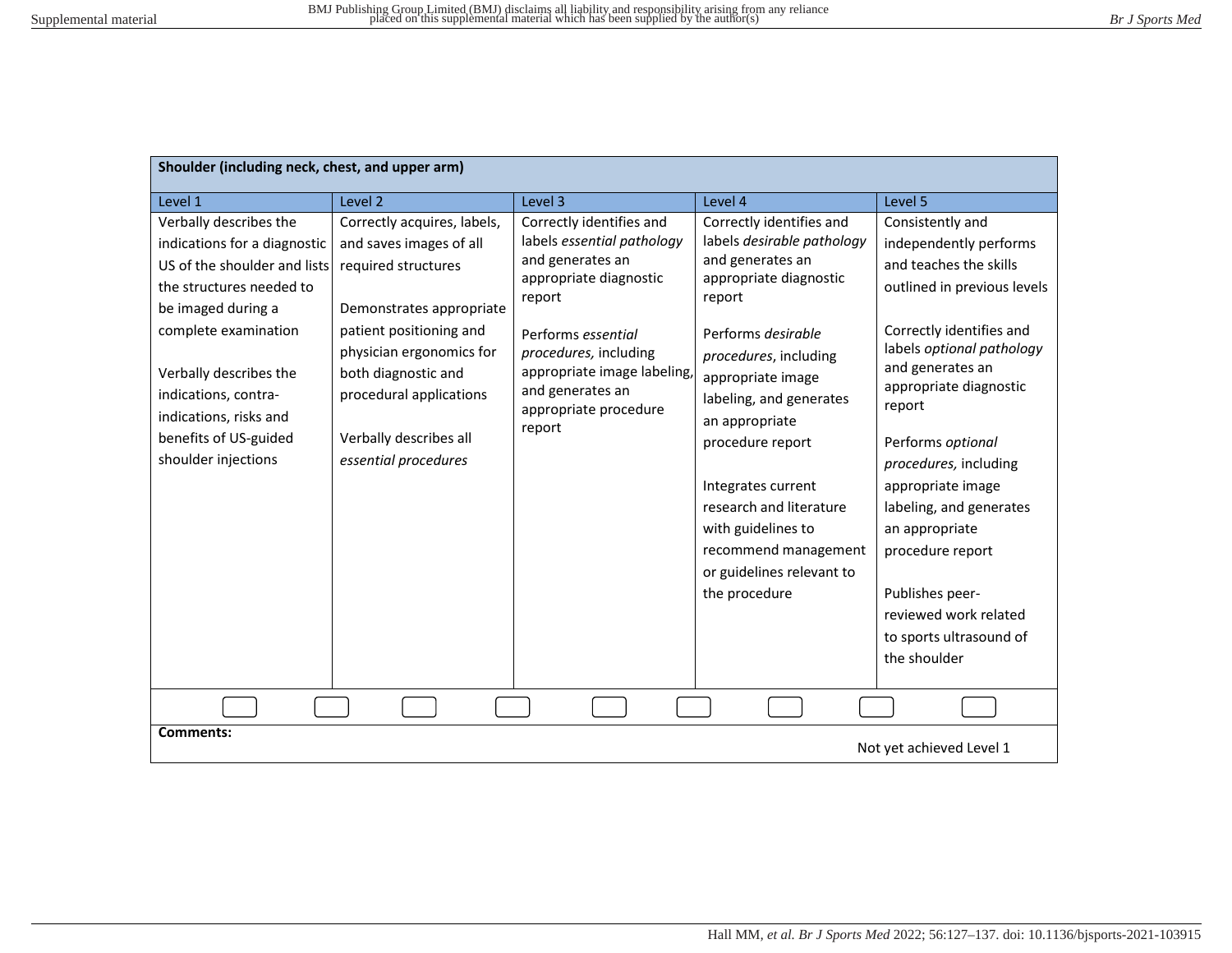| Shoulder (including neck, chest, and upper arm) | | | | |
|---|---|---|---|---|
| Level 1 | Level 2 | Level 3 | Level 4 | Level 5 |
| Verbally describes the indications for a diagnostic US of the shoulder and lists the structures needed to be imaged during a complete examination<br><br>Verbally describes the indications, contra-indications, risks and benefits of US-guided shoulder injections | Correctly acquires, labels, and saves images of all required structures<br><br>Demonstrates appropriate patient positioning and physician ergonomics for both diagnostic and procedural applications<br><br>Verbally describes all *essential procedures* | Correctly identifies and labels *essential pathology* and generates an appropriate diagnostic report<br><br>Performs *essential procedures,* including appropriate image labeling, and generates an appropriate procedure report | Correctly identifies and labels *desirable pathology* and generates an appropriate diagnostic report<br><br>Performs *desirable procedures*, including appropriate image labeling, and generates an appropriate procedure report<br><br>Integrates current research and literature with guidelines to recommend management or guidelines relevant to the procedure | Consistently and independently performs and teaches the skills outlined in previous levels<br><br>Correctly identifies and labels *optional pathology* and generates an appropriate diagnostic report<br><br>Performs *optional procedures,* including appropriate image labeling, and generates an appropriate procedure report<br><br>Publishes peer-reviewed work related to sports ultrasound of the shoulder |

☐ ☐ ☐ ☐ ☐ ☐ ☐ ☐ ☐

**Comments:**

Not yet achieved Level 1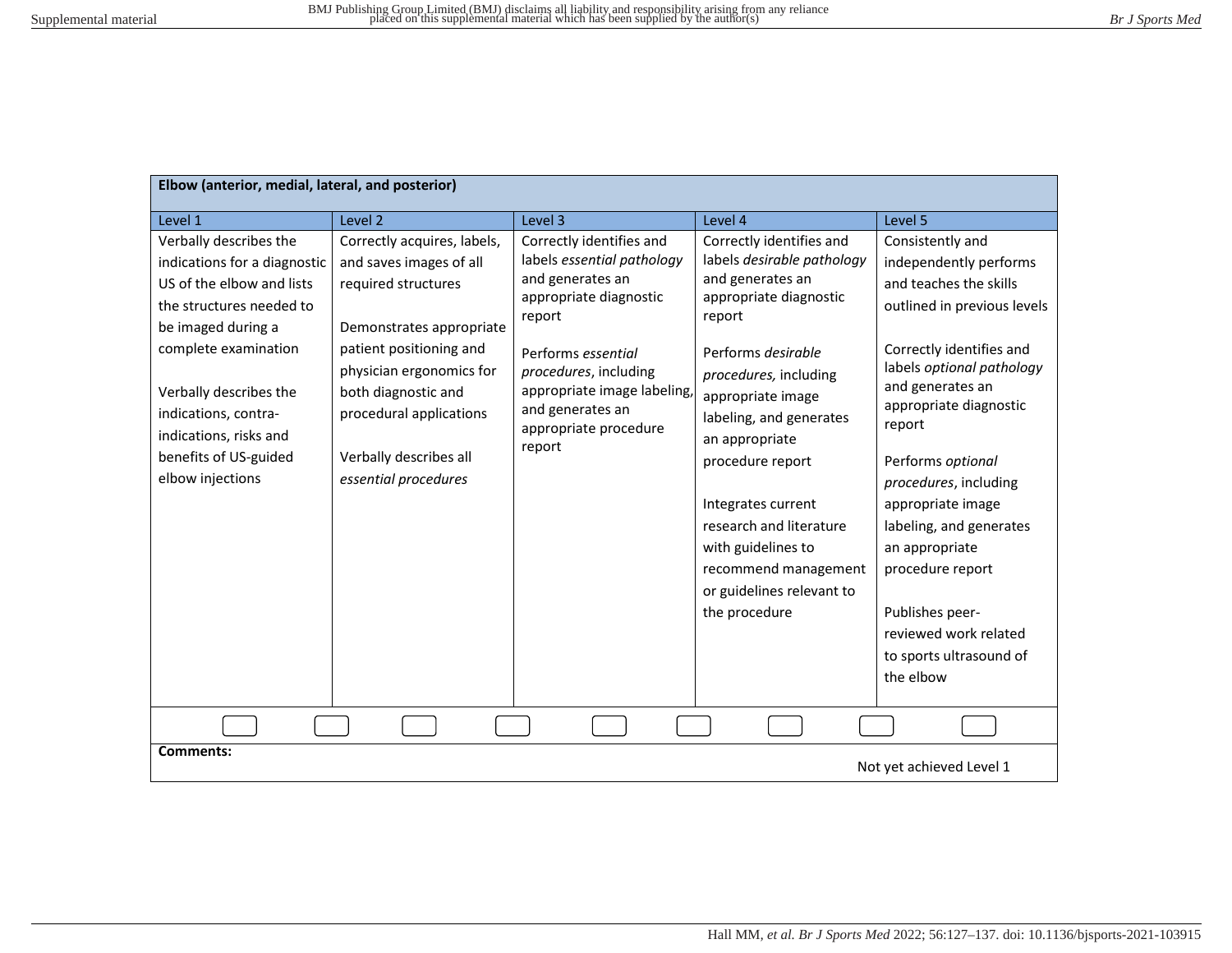| Elbow (anterior, medial, lateral, and posterior) | | | | |
|---|---|---|---|---|
| Level 1 | Level 2 | Level 3 | Level 4 | Level 5 |
| Verbally describes the indications for a diagnostic US of the elbow and lists the structures needed to be imaged during a complete examination<br><br>Verbally describes the indications, contra-indications, risks and benefits of US-guided elbow injections | Correctly acquires, labels, and saves images of all required structures<br><br>Demonstrates appropriate patient positioning and physician ergonomics for both diagnostic and procedural applications<br><br>Verbally describes all *essential procedures* | Correctly identifies and labels *essential pathology* and generates an appropriate diagnostic report<br><br>Performs *essential procedures*, including appropriate image labeling, and generates an appropriate procedure report | Correctly identifies and labels *desirable pathology* and generates an appropriate diagnostic report<br><br>Performs *desirable procedures,* including appropriate image labeling, and generates an appropriate procedure report<br><br>Integrates current research and literature with guidelines to recommend management or guidelines relevant to the procedure | Consistently and independently performs and teaches the skills outlined in previous levels<br><br>Correctly identifies and labels *optional pathology* and generates an appropriate diagnostic report<br><br>Performs *optional procedures*, including appropriate image labeling, and generates an appropriate procedure report<br><br>Publishes peer-reviewed work related to sports ultrasound of the elbow |
| ☐ ☐ | ☐ ☐ | ☐ ☐ | ☐ ☐ | ☐ |

**Comments:**

Not yet achieved Level 1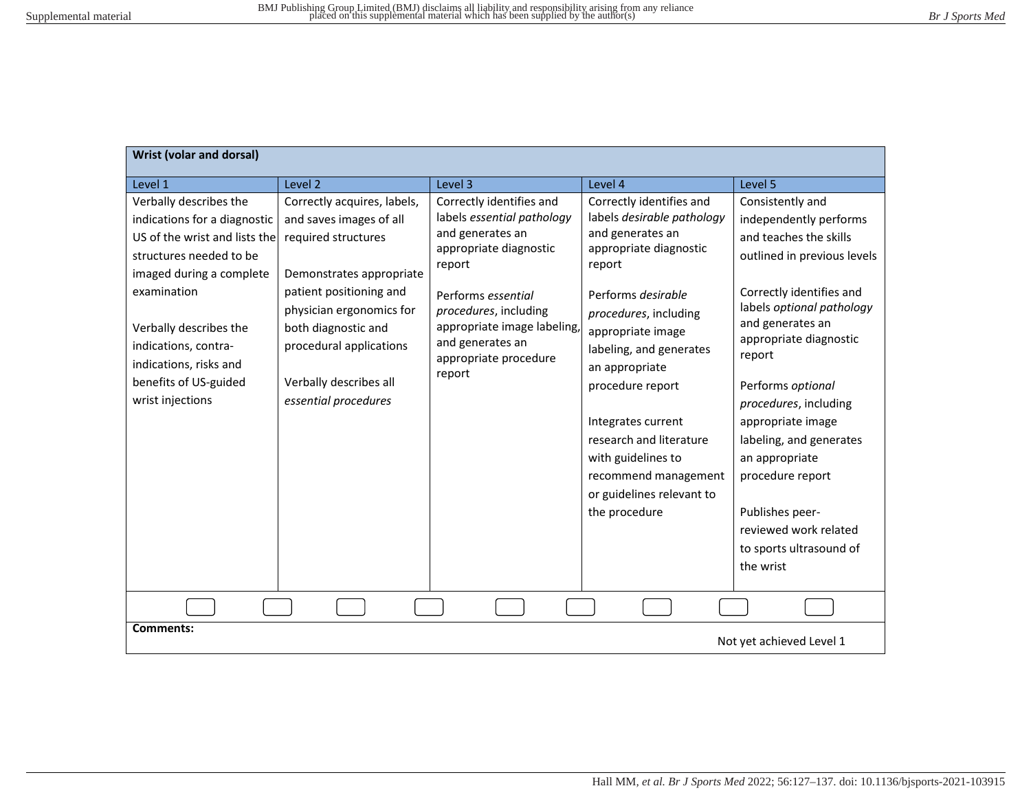| Wrist (volar and dorsal) | | | | |
|---|---|---|---|---|
| Level 1 | Level 2 | Level 3 | Level 4 | Level 5 |
| Verbally describes the indications for a diagnostic US of the wrist and lists the structures needed to be imaged during a complete examination<br><br>Verbally describes the indications, contra-indications, risks and benefits of US-guided wrist injections | Correctly acquires, labels, and saves images of all required structures<br><br>Demonstrates appropriate patient positioning and physician ergonomics for both diagnostic and procedural applications<br><br>Verbally describes all *essential procedures* | Correctly identifies and labels *essential pathology* and generates an appropriate diagnostic report<br><br>Performs *essential procedures*, including appropriate image labeling, and generates an appropriate procedure report | Correctly identifies and labels *desirable pathology* and generates an appropriate diagnostic report<br><br>Performs *desirable procedures*, including appropriate image labeling, and generates an appropriate procedure report<br><br>Integrates current research and literature with guidelines to recommend management or guidelines relevant to the procedure | Consistently and independently performs and teaches the skills outlined in previous levels<br><br>Correctly identifies and labels *optional pathology* and generates an appropriate diagnostic report<br><br>Performs *optional procedures*, including appropriate image labeling, and generates an appropriate procedure report<br><br>Publishes peer-reviewed work related to sports ultrasound of the wrist |
| ☐ ☐ | ☐ ☐ | ☐ ☐ | ☐ ☐ | ☐ |
| **Comments:** | | | | Not yet achieved Level 1 |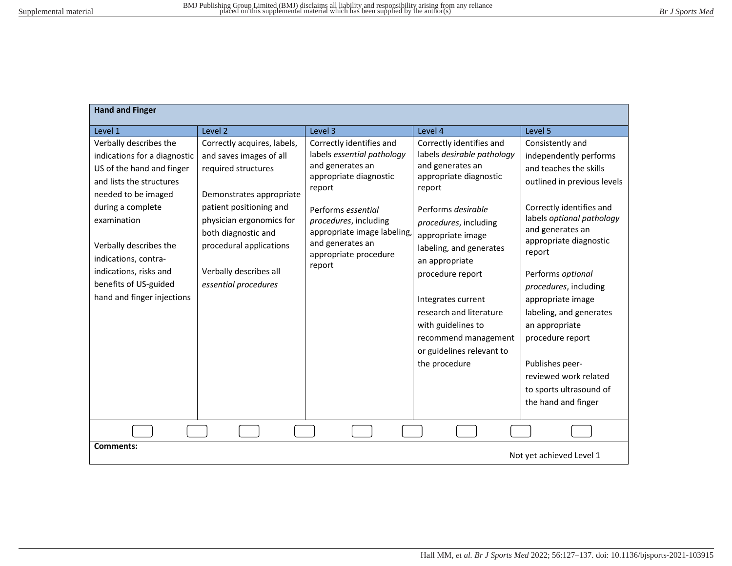| **Hand and Finger** | | | | |
|---|---|---|---|---|
| Level 1 | Level 2 | Level 3 | Level 4 | Level 5 |
| Verbally describes the indications for a diagnostic US of the hand and finger and lists the structures needed to be imaged during a complete examination<br><br>Verbally describes the indications, contra-indications, risks and benefits of US-guided hand and finger injections | Correctly acquires, labels, and saves images of all required structures<br><br>Demonstrates appropriate patient positioning and physician ergonomics for both diagnostic and procedural applications<br><br>Verbally describes all *essential procedures* | Correctly identifies and labels *essential pathology* and generates an appropriate diagnostic report<br><br>Performs *essential procedures*, including appropriate image labeling, and generates an appropriate procedure report | Correctly identifies and labels *desirable pathology* and generates an appropriate diagnostic report<br><br>Performs *desirable procedures*, including appropriate image labeling, and generates an appropriate procedure report<br><br>Integrates current research and literature with guidelines to recommend management or guidelines relevant to the procedure | Consistently and independently performs and teaches the skills outlined in previous levels<br><br>Correctly identifies and labels *optional pathology* and generates an appropriate diagnostic report<br><br>Performs *optional procedures*, including appropriate image labeling, and generates an appropriate procedure report<br><br>Publishes peer-reviewed work related to sports ultrasound of the hand and finger |
| ☐ ☐ | ☐ ☐ | ☐ ☐ | ☐ ☐ | ☐ |

**Comments:**

Not yet achieved Level 1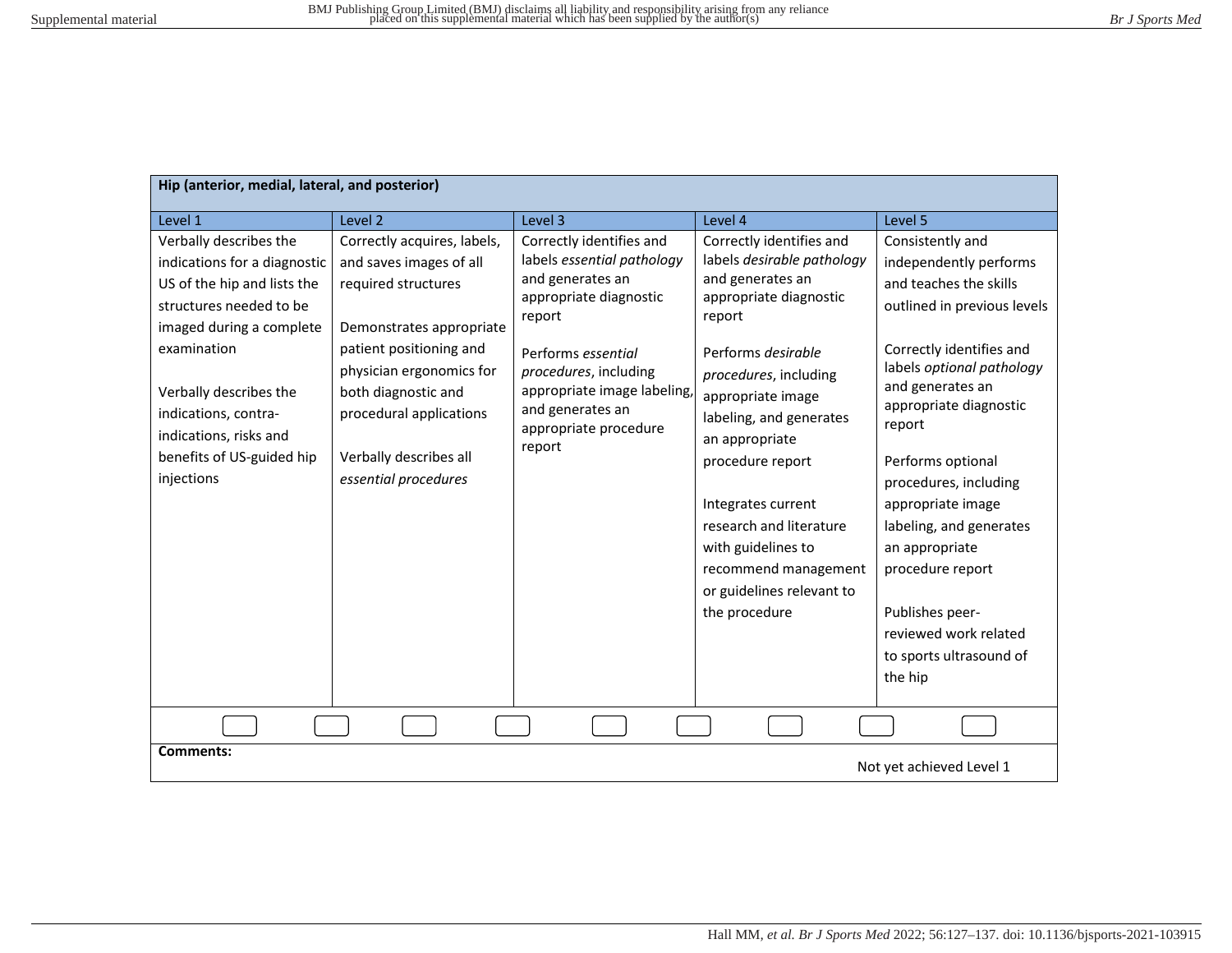| Hip (anterior, medial, lateral, and posterior) | | | | |
|---|---|---|---|---|
| Level 1 | Level 2 | Level 3 | Level 4 | Level 5 |
| Verbally describes the indications for a diagnostic US of the hip and lists the structures needed to be imaged during a complete examination<br><br>Verbally describes the indications, contra-indications, risks and benefits of US-guided hip injections | Correctly acquires, labels, and saves images of all required structures<br><br>Demonstrates appropriate patient positioning and physician ergonomics for both diagnostic and procedural applications<br><br>Verbally describes all *essential procedures* | Correctly identifies and labels *essential pathology* and generates an appropriate diagnostic report<br><br>Performs *essential procedures*, including appropriate image labeling, and generates an appropriate procedure report | Correctly identifies and labels *desirable pathology* and generates an appropriate diagnostic report<br><br>Performs *desirable procedures*, including appropriate image labeling, and generates an appropriate procedure report<br><br>Integrates current research and literature with guidelines to recommend management or guidelines relevant to the procedure | Consistently and independently performs and teaches the skills outlined in previous levels<br><br>Correctly identifies and labels *optional pathology* and generates an appropriate diagnostic report<br><br>Performs optional procedures, including appropriate image labeling, and generates an appropriate procedure report<br><br>Publishes peer-reviewed work related to sports ultrasound of the hip |
| ☐ ☐ | ☐ ☐ | ☐ ☐ | ☐ ☐ | ☐ |
| **Comments:** | | | | Not yet achieved Level 1 |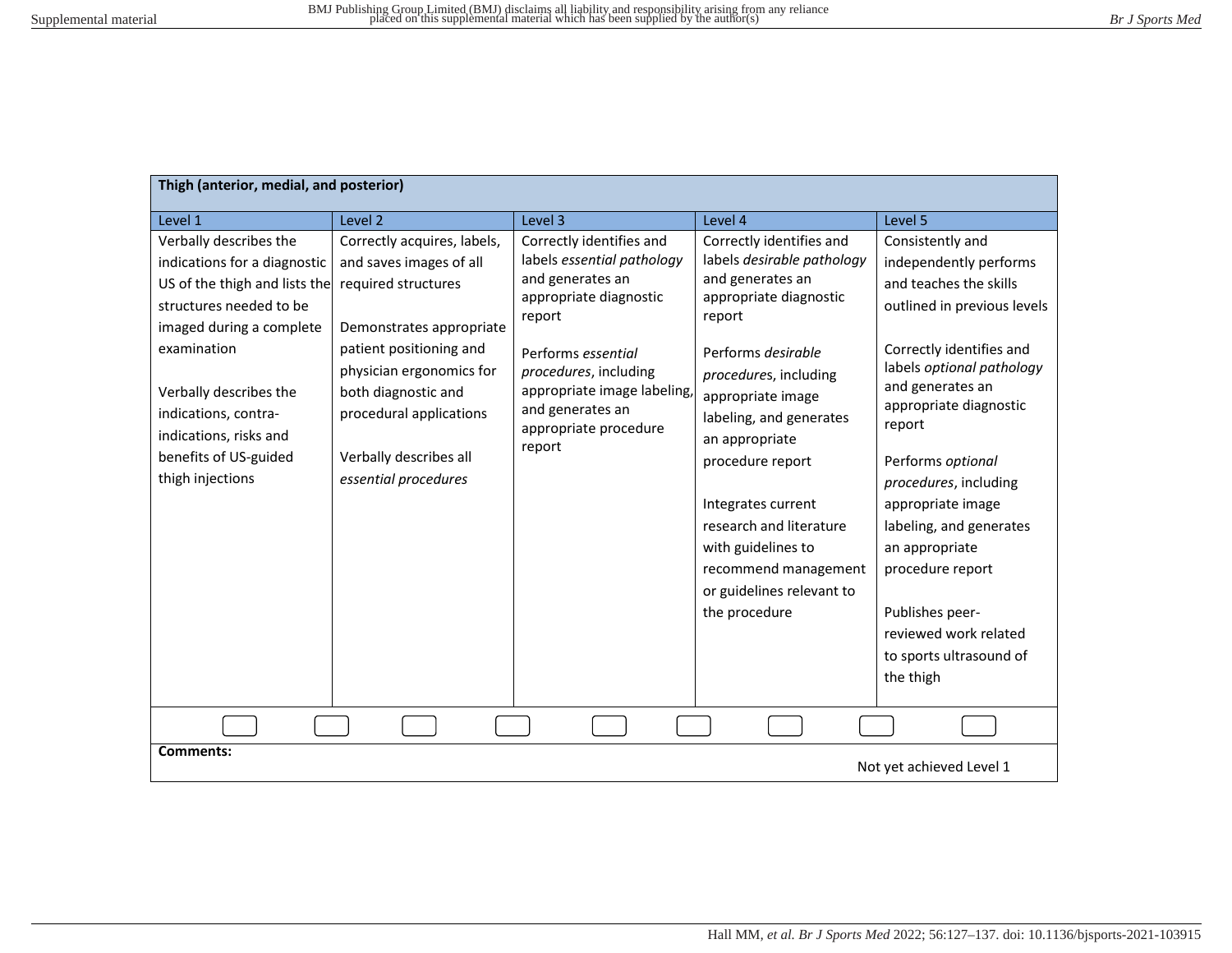| Thigh (anterior, medial, and posterior) | | | | |
|---|---|---|---|---|
| Level 1 | Level 2 | Level 3 | Level 4 | Level 5 |
| Verbally describes the indications for a diagnostic US of the thigh and lists the structures needed to be imaged during a complete examination<br><br>Verbally describes the indications, contra-indications, risks and benefits of US-guided thigh injections | Correctly acquires, labels, and saves images of all required structures<br><br>Demonstrates appropriate patient positioning and physician ergonomics for both diagnostic and procedural applications<br><br>Verbally describes all *essential procedures* | Correctly identifies and labels *essential pathology* and generates an appropriate diagnostic report<br><br>Performs *essential procedures*, including appropriate image labeling, and generates an appropriate procedure report | Correctly identifies and labels *desirable pathology* and generates an appropriate diagnostic report<br><br>Performs *desirable procedures*, including appropriate image labeling, and generates an appropriate procedure report<br><br>Integrates current research and literature with guidelines to recommend management or guidelines relevant to the procedure | Consistently and independently performs and teaches the skills outlined in previous levels<br><br>Correctly identifies and labels *optional pathology* and generates an appropriate diagnostic report<br><br>Performs *optional procedures*, including appropriate image labeling, and generates an appropriate procedure report<br><br>Publishes peer-reviewed work related to sports ultrasound of the thigh |

**Comments:**

Not yet achieved Level 1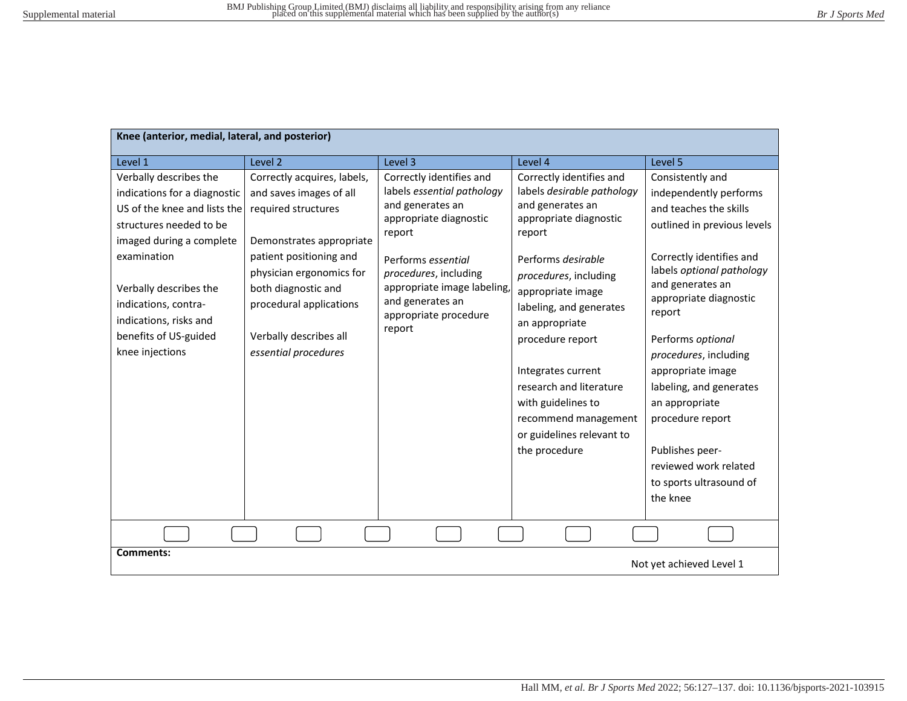| Knee (anterior, medial, lateral, and posterior) | | | | |
|---|---|---|---|---|
| Level 1 | Level 2 | Level 3 | Level 4 | Level 5 |
| Verbally describes the indications for a diagnostic US of the knee and lists the structures needed to be imaged during a complete examination<br><br>Verbally describes the indications, contra-indications, risks and benefits of US-guided knee injections | Correctly acquires, labels, and saves images of all required structures<br><br>Demonstrates appropriate patient positioning and physician ergonomics for both diagnostic and procedural applications<br><br>Verbally describes all *essential procedures* | Correctly identifies and labels *essential pathology* and generates an appropriate diagnostic report<br><br>Performs *essential procedures*, including appropriate image labeling, and generates an appropriate procedure report | Correctly identifies and labels *desirable pathology* and generates an appropriate diagnostic report<br><br>Performs *desirable procedures*, including appropriate image labeling, and generates an appropriate procedure report<br><br>Integrates current research and literature with guidelines to recommend management or guidelines relevant to the procedure | Consistently and independently performs and teaches the skills outlined in previous levels<br><br>Correctly identifies and labels *optional pathology* and generates an appropriate diagnostic report<br><br>Performs *optional procedures*, including appropriate image labeling, and generates an appropriate procedure report<br><br>Publishes peer-reviewed work related to sports ultrasound of the knee |
| ☐ ☐ | ☐ ☐ | ☐ ☐ | ☐ ☐ | ☐ |
| **Comments:** | | | | Not yet achieved Level 1 |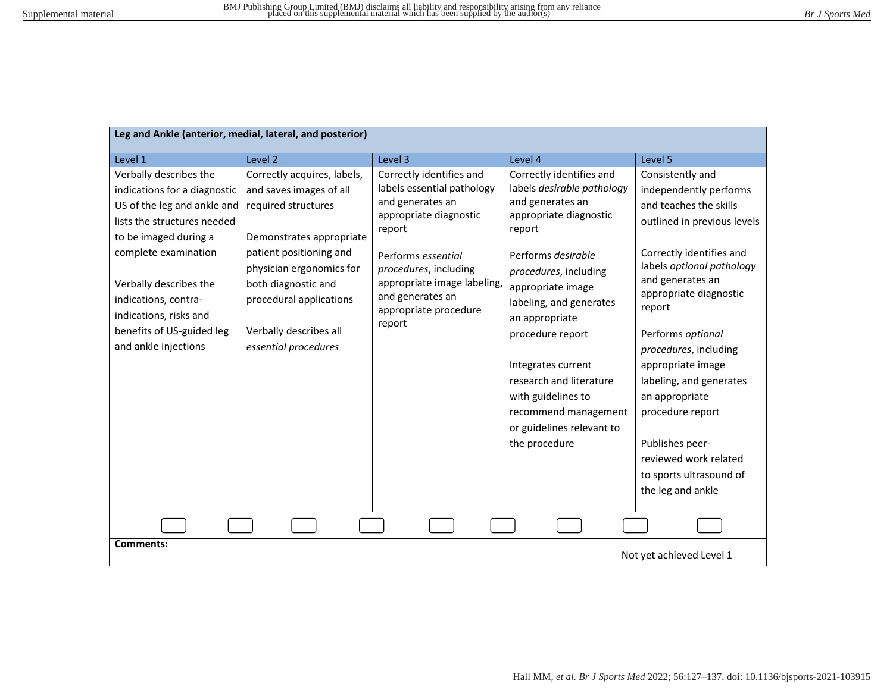| Leg and Ankle (anterior, medial, lateral, and posterior) | | | | |
|---|---|---|---|---|
| Level 1 | Level 2 | Level 3 | Level 4 | Level 5 |
| Verbally describes the indications for a diagnostic US of the leg and ankle and lists the structures needed to be imaged during a complete examination<br><br>Verbally describes the indications, contra-indications, risks and benefits of US-guided leg and ankle injections | Correctly acquires, labels, and saves images of all required structures<br><br>Demonstrates appropriate patient positioning and physician ergonomics for both diagnostic and procedural applications<br><br>Verbally describes all *essential procedures* | Correctly identifies and labels essential pathology and generates an appropriate diagnostic report<br><br>Performs *essential procedures*, including appropriate image labeling, and generates an appropriate procedure report | Correctly identifies and labels *desirable pathology* and generates an appropriate diagnostic report<br><br>Performs *desirable procedures*, including appropriate image labeling, and generates an appropriate procedure report<br><br>Integrates current research and literature with guidelines to recommend management or guidelines relevant to the procedure | Consistently and independently performs and teaches the skills outlined in previous levels<br><br>Correctly identifies and labels *optional pathology* and generates an appropriate diagnostic report<br><br>Performs *optional procedures*, including appropriate image labeling, and generates an appropriate procedure report<br><br>Publishes peer-reviewed work related to sports ultrasound of the leg and ankle |

**Comments:**

Not yet achieved Level 1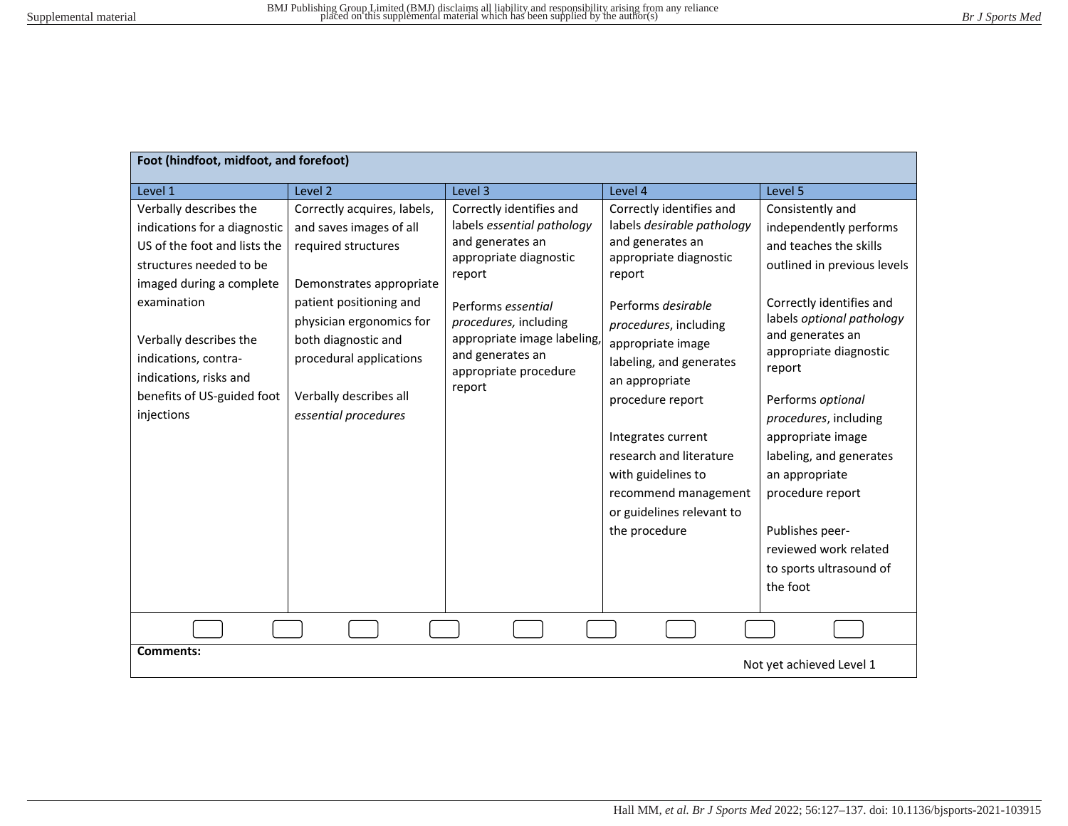| Foot (hindfoot, midfoot, and forefoot) | | | | |
| --- | --- | --- | --- | --- |
| Level 1 | Level 2 | Level 3 | Level 4 | Level 5 |
| Verbally describes the indications for a diagnostic US of the foot and lists the structures needed to be imaged during a complete examination<br><br>Verbally describes the indications, contra-indications, risks and benefits of US-guided foot injections | Correctly acquires, labels, and saves images of all required structures<br><br>Demonstrates appropriate patient positioning and physician ergonomics for both diagnostic and procedural applications<br><br>Verbally describes all *essential procedures* | Correctly identifies and labels *essential pathology* and generates an appropriate diagnostic report<br><br>Performs *essential procedures,* including appropriate image labeling, and generates an appropriate procedure report | Correctly identifies and labels *desirable pathology* and generates an appropriate diagnostic report<br><br>Performs *desirable procedures*, including appropriate image labeling, and generates an appropriate procedure report<br><br>Integrates current research and literature with guidelines to recommend management or guidelines relevant to the procedure | Consistently and independently performs and teaches the skills outlined in previous levels<br><br>Correctly identifies and labels *optional pathology* and generates an appropriate diagnostic report<br><br>Performs *optional procedures*, including appropriate image labeling, and generates an appropriate procedure report<br><br>Publishes peer-reviewed work related to sports ultrasound of the foot |
| ☐ ☐ | ☐ ☐ | ☐ ☐ | ☐ ☐ | ☐ |
| **Comments:** | | | | Not yet achieved Level 1 |